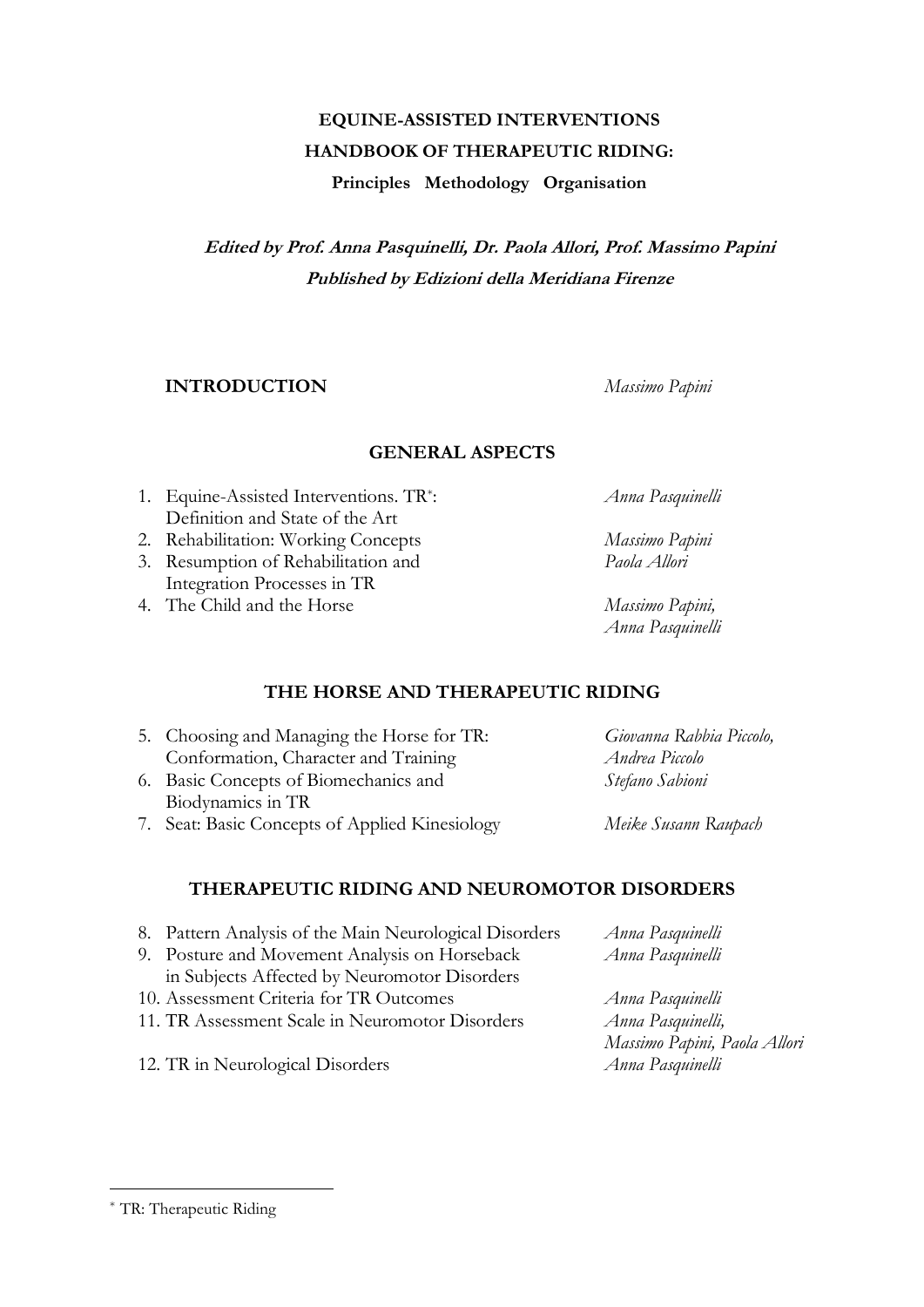# EQUINE-ASSISTED INTERVENTIONS

## HANDBOOK OF THERAPEUTIC RIDING:

**Principles Methodology Organisation**

***Edited by Prof. Anna Pasquinelli, Dr. Paola Allori, Prof. Massimo Papini***

***Published by Edizioni della Meridiana Firenze***

**INTRODUCTION** *Massimo Papini*

### GENERAL ASPECTS

1. Equine-Assisted Interventions. TR*: Definition and State of the Art — *Anna Pasquinelli*
2. Rehabilitation: Working Concepts — *Massimo Papini*
3. Resumption of Rehabilitation and Integration Processes in TR — *Paola Allori*
4. The Child and the Horse — *Massimo Papini, Anna Pasquinelli*

### THE HORSE AND THERAPEUTIC RIDING

5. Choosing and Managing the Horse for TR: Conformation, Character and Training — *Giovanna Rabbia Piccolo, Andrea Piccolo*
6. Basic Concepts of Biomechanics and Biodynamics in TR — *Stefano Sabioni*
7. Seat: Basic Concepts of Applied Kinesiology — *Meike Susann Raupach*

### THERAPEUTIC RIDING AND NEUROMOTOR DISORDERS

8. Pattern Analysis of the Main Neurological Disorders — *Anna Pasquinelli*
9. Posture and Movement Analysis on Horseback in Subjects Affected by Neuromotor Disorders — *Anna Pasquinelli*
10. Assessment Criteria for TR Outcomes — *Anna Pasquinelli*
11. TR Assessment Scale in Neuromotor Disorders — *Anna Pasquinelli, Massimo Papini, Paola Allori*
12. TR in Neurological Disorders — *Anna Pasquinelli*

---

* TR: Therapeutic Riding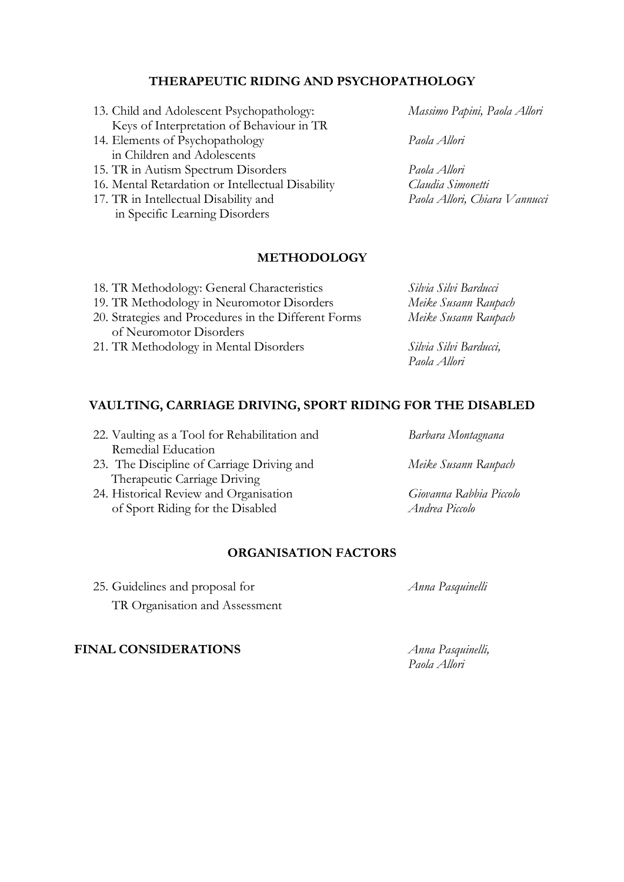## THERAPEUTIC RIDING AND PSYCHOPATHOLOGY

13. Child and Adolescent Psychopathology: Keys of Interpretation of Behaviour in TR — *Massimo Papini, Paola Allori*
14. Elements of Psychopathology in Children and Adolescents — *Paola Allori*
15. TR in Autism Spectrum Disorders — *Paola Allori*
16. Mental Retardation or Intellectual Disability — *Claudia Simonetti*
17. TR in Intellectual Disability and in Specific Learning Disorders — *Paola Allori, Chiara Vannucci*

## METHODOLOGY

18. TR Methodology: General Characteristics — *Silvia Silvi Barducci*
19. TR Methodology in Neuromotor Disorders — *Meike Susann Raupach*
20. Strategies and Procedures in the Different Forms of Neuromotor Disorders — *Meike Susann Raupach*
21. TR Methodology in Mental Disorders — *Silvia Silvi Barducci, Paola Allori*

## VAULTING, CARRIAGE DRIVING, SPORT RIDING FOR THE DISABLED

22. Vaulting as a Tool for Rehabilitation and Remedial Education — *Barbara Montagnana*
23. The Discipline of Carriage Driving and Therapeutic Carriage Driving — *Meike Susann Raupach*
24. Historical Review and Organisation of Sport Riding for the Disabled — *Giovanna Rabbia Piccolo, Andrea Piccolo*

## ORGANISATION FACTORS

25. Guidelines and proposal for TR Organisation and Assessment — *Anna Pasquinelli*

## FINAL CONSIDERATIONS

*Anna Pasquinelli, Paola Allori*